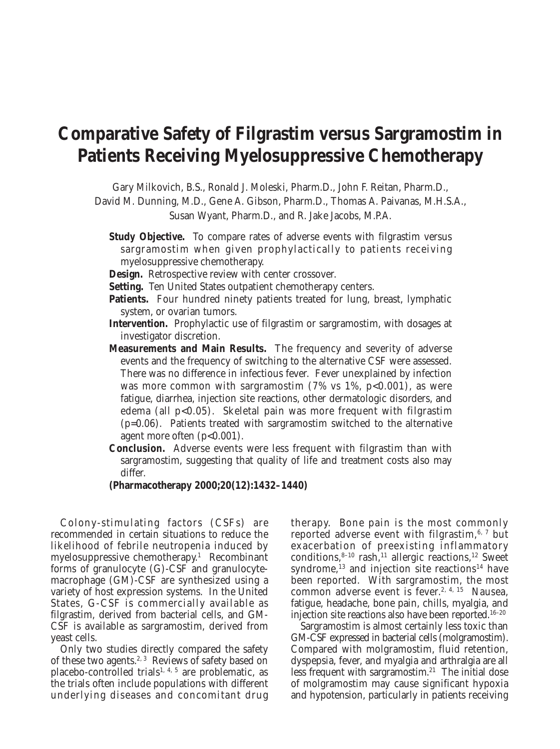# Comparative Safety of Filgrastim versus Sargramostim in Patients Receiving Myelosuppressive Chemotherapy

Gary Milkovich, B.S., Ronald J. Moleski, Pharm.D., John F. Reitan, Pharm.D., David M. Dunning, M.D., Gene A. Gibson, Pharm.D., Thomas A. Paivanas, M.H.S.A., Susan Wyant, Pharm.D., and R. Jake Jacobs, M.P.A.

**Study Objective.** To compare rates of adverse events with filgrastim versus sargramostim when given prophylactically to patients receiving myelosuppressive chemotherapy.

**Design.** Retrospective review with center crossover.

**Setting.** Ten United States outpatient chemotherapy centers.

**Patients.** Four hundred ninety patients treated for lung, breast, lymphatic system, or ovarian tumors.

**Intervention.** Prophylactic use of filgrastim or sargramostim, with dosages at investigator discretion.

**Measurements and Main Results.** The frequency and severity of adverse events and the frequency of switching to the alternative CSF were assessed. There was no difference in infectious fever. Fever unexplained by infection was more common with sargramostim (7% vs 1%, $p<0.001$), as were fatigue, diarrhea, injection site reactions, other dermatologic disorders, and edema (all $p<0.05$). Skeletal pain was more frequent with filgrastim ($p=0.06$). Patients treated with sargramostim switched to the alternative agent more often ($p<0.001$).

**Conclusion.** Adverse events were less frequent with filgrastim than with sargramostim, suggesting that quality of life and treatment costs also may differ.

**(Pharmacotherapy 2000;20(12):1432–1440)**

Colony-stimulating factors (CSFs) are recommended in certain situations to reduce the likelihood of febrile neutropenia induced by myelosuppressive chemotherapy.[1] Recombinant forms of granulocyte (G)-CSF and granulocyte-macrophage (GM)-CSF are synthesized using a variety of host expression systems. In the United States, G-CSF is commercially available as filgrastim, derived from bacterial cells, and GM-CSF is available as sargramostim, derived from yeast cells.

Only two studies directly compared the safety of these two agents.[2, 3] Reviews of safety based on placebo-controlled trials[1, 4, 5] are problematic, as the trials often include populations with different underlying diseases and concomitant drug therapy. Bone pain is the most commonly reported adverse event with filgrastim,[6, 7] but exacerbation of preexisting inflammatory conditions,[8–10] rash,[11] allergic reactions,[12] Sweet syndrome,[13] and injection site reactions[14] have been reported. With sargramostim, the most common adverse event is fever.[2, 4, 15] Nausea, fatigue, headache, bone pain, chills, myalgia, and injection site reactions also have been reported.[16–20]

Sargramostim is almost certainly less toxic than GM-CSF expressed in bacterial cells (molgramostim). Compared with molgramostim, fluid retention, dyspepsia, fever, and myalgia and arthralgia are all less frequent with sargramostim.[21] The initial dose of molgramostim may cause significant hypoxia and hypotension, particularly in patients receiving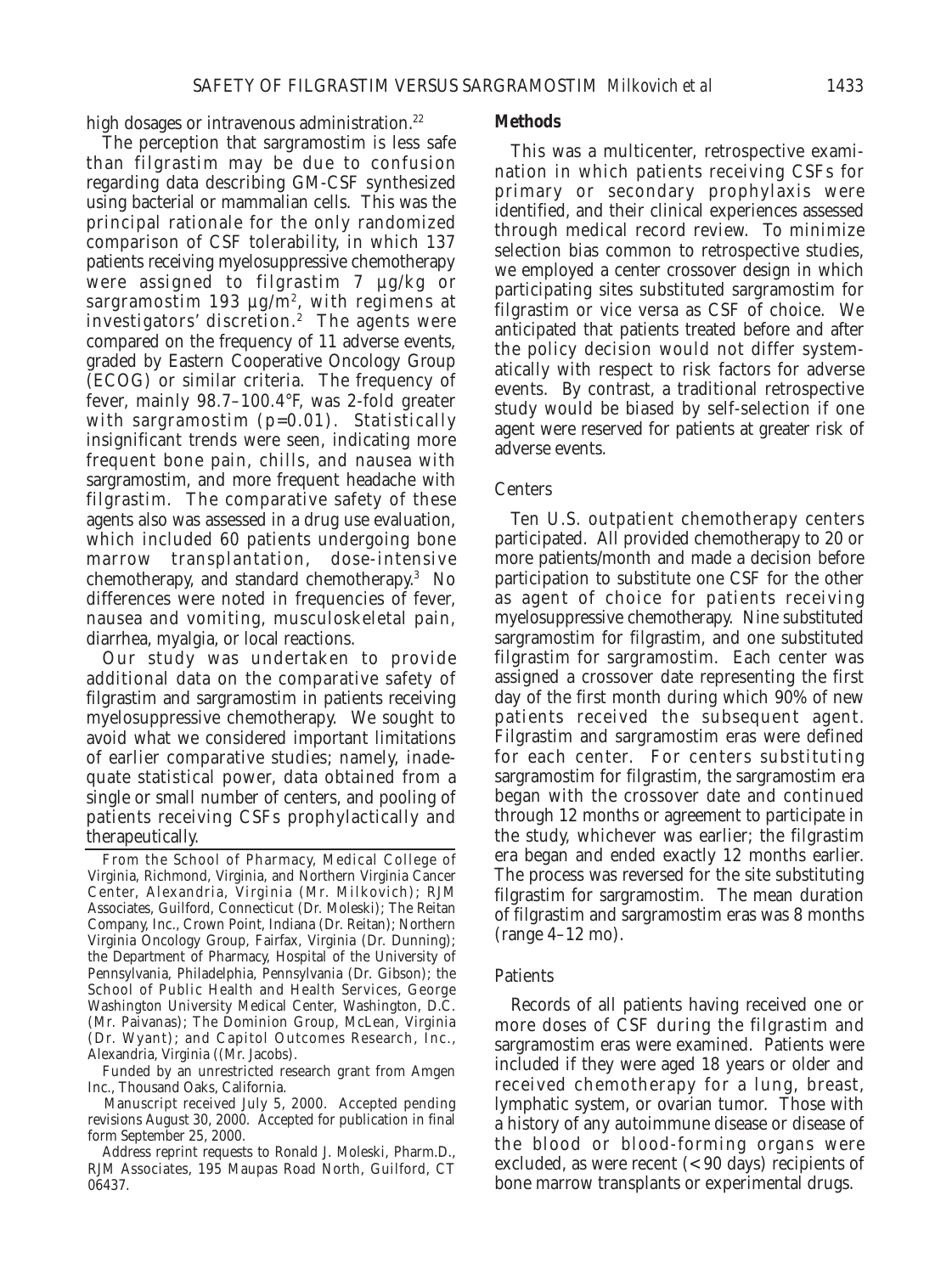high dosages or intravenous administration.[22]

The perception that sargramostim is less safe than filgrastim may be due to confusion regarding data describing GM-CSF synthesized using bacterial or mammalian cells. This was the principal rationale for the only randomized comparison of CSF tolerability, in which 137 patients receiving myelosuppressive chemotherapy were assigned to filgrastim 7 µg/kg or sargramostim 193 µg/m$^2$, with regimens at investigators' discretion.[2] The agents were compared on the frequency of 11 adverse events, graded by Eastern Cooperative Oncology Group (ECOG) or similar criteria. The frequency of fever, mainly 98.7–100.4°F, was 2-fold greater with sargramostim ($p=0.01$). Statistically insignificant trends were seen, indicating more frequent bone pain, chills, and nausea with sargramostim, and more frequent headache with filgrastim. The comparative safety of these agents also was assessed in a drug use evaluation, which included 60 patients undergoing bone marrow transplantation, dose-intensive chemotherapy, and standard chemotherapy.[3] No differences were noted in frequencies of fever, nausea and vomiting, musculoskeletal pain, diarrhea, myalgia, or local reactions.

Our study was undertaken to provide additional data on the comparative safety of filgrastim and sargramostim in patients receiving myelosuppressive chemotherapy. We sought to avoid what we considered important limitations of earlier comparative studies; namely, inadequate statistical power, data obtained from a single or small number of centers, and pooling of patients receiving CSFs prophylactically and therapeutically.

From the School of Pharmacy, Medical College of Virginia, Richmond, Virginia, and Northern Virginia Cancer Center, Alexandria, Virginia (Mr. Milkovich); RJM Associates, Guilford, Connecticut (Dr. Moleski); The Reitan Company, Inc., Crown Point, Indiana (Dr. Reitan); Northern Virginia Oncology Group, Fairfax, Virginia (Dr. Dunning); the Department of Pharmacy, Hospital of the University of Pennsylvania, Philadelphia, Pennsylvania (Dr. Gibson); the School of Public Health and Health Services, George Washington University Medical Center, Washington, D.C. (Mr. Paivanas); The Dominion Group, McLean, Virginia (Dr. Wyant); and Capitol Outcomes Research, Inc., Alexandria, Virginia ((Mr. Jacobs).

Funded by an unrestricted research grant from Amgen Inc., Thousand Oaks, California.

Manuscript received July 5, 2000. Accepted pending revisions August 30, 2000. Accepted for publication in final form September 25, 2000.

Address reprint requests to Ronald J. Moleski, Pharm.D., RJM Associates, 195 Maupas Road North, Guilford, CT 06437.

## Methods

This was a multicenter, retrospective examination in which patients receiving CSFs for primary or secondary prophylaxis were identified, and their clinical experiences assessed through medical record review. To minimize selection bias common to retrospective studies, we employed a center crossover design in which participating sites substituted sargramostim for filgrastim or vice versa as CSF of choice. We anticipated that patients treated before and after the policy decision would not differ systematically with respect to risk factors for adverse events. By contrast, a traditional retrospective study would be biased by self-selection if one agent were reserved for patients at greater risk of adverse events.

### Centers

Ten U.S. outpatient chemotherapy centers participated. All provided chemotherapy to 20 or more patients/month and made a decision before participation to substitute one CSF for the other as agent of choice for patients receiving myelosuppressive chemotherapy. Nine substituted sargramostim for filgrastim, and one substituted filgrastim for sargramostim. Each center was assigned a crossover date representing the first day of the first month during which 90% of new patients received the subsequent agent. Filgrastim and sargramostim eras were defined for each center. For centers substituting sargramostim for filgrastim, the sargramostim era began with the crossover date and continued through 12 months or agreement to participate in the study, whichever was earlier; the filgrastim era began and ended exactly 12 months earlier. The process was reversed for the site substituting filgrastim for sargramostim. The mean duration of filgrastim and sargramostim eras was 8 months (range 4–12 mo).

### Patients

Records of all patients having received one or more doses of CSF during the filgrastim and sargramostim eras were examined. Patients were included if they were aged 18 years or older and received chemotherapy for a lung, breast, lymphatic system, or ovarian tumor. Those with a history of any autoimmune disease or disease of the blood or blood-forming organs were excluded, as were recent (< 90 days) recipients of bone marrow transplants or experimental drugs.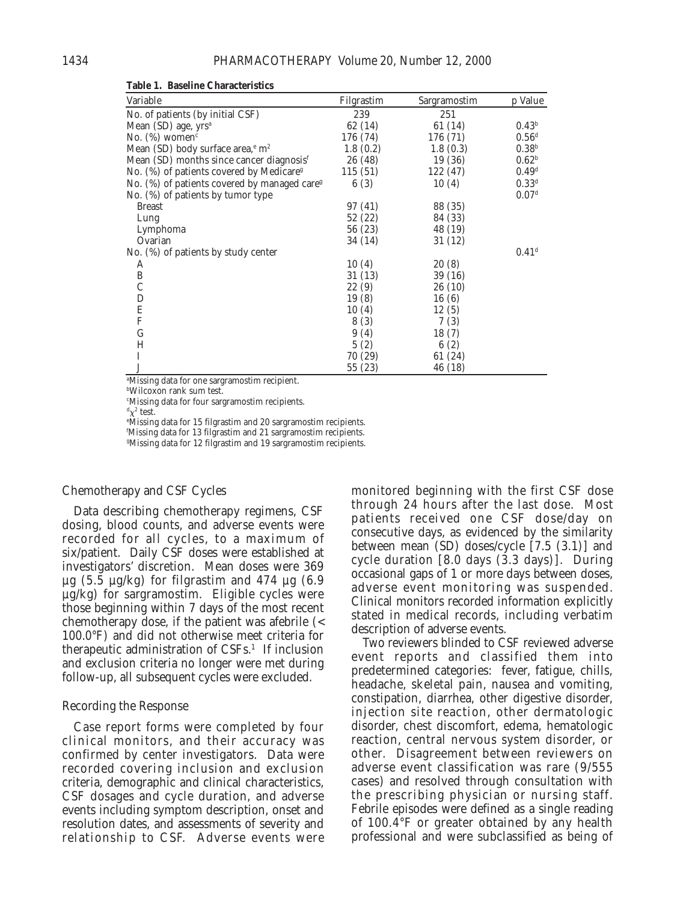**Table 1. Baseline Characteristics**

| Variable | Filgrastim | Sargramostim | p Value |
|---|---|---|---|
| No. of patients (by initial CSF) | 239 | 251 | |
| Mean (SD) age, yrs[a] | 62 (14) | 61 (14) | 0.43[b] |
| No. (%) women[c] | 176 (74) | 176 (71) | 0.56[d] |
| Mean (SD) body surface area,[e] $m^2$ | 1.8 (0.2) | 1.8 (0.3) | 0.38[b] |
| Mean (SD) months since cancer diagnosis[f] | 26 (48) | 19 (36) | 0.62[b] |
| No. (%) of patients covered by Medicare[g] | 115 (51) | 122 (47) | 0.49[d] |
| No. (%) of patients covered by managed care[g] | 6 (3) | 10 (4) | 0.33[d] |
| No. (%) of patients by tumor type | | | 0.07[d] |
| Breast | 97 (41) | 88 (35) | |
| Lung | 52 (22) | 84 (33) | |
| Lymphoma | 56 (23) | 48 (19) | |
| Ovarian | 34 (14) | 31 (12) | |
| No. (%) of patients by study center | | | 0.41[d] |
| A | 10 (4) | 20 (8) | |
| B | 31 (13) | 39 (16) | |
| C | 22 (9) | 26 (10) | |
| D | 19 (8) | 16 (6) | |
| E | 10 (4) | 12 (5) | |
| F | 8 (3) | 7 (3) | |
| G | 9 (4) | 18 (7) | |
| H | 5 (2) | 6 (2) | |
| I | 70 (29) | 61 (24) | |
| J | 55 (23) | 46 (18) | |

[a]Missing data for one sargramostim recipient.
[b]Wilcoxon rank sum test.
[c]Missing data for four sargramostim recipients.
[d]$\chi^2$ test.
[e]Missing data for 15 filgrastim and 20 sargramostim recipients.
[f]Missing data for 13 filgrastim and 21 sargramostim recipients.
[g]Missing data for 12 filgrastim and 19 sargramostim recipients.

### Chemotherapy and CSF Cycles

Data describing chemotherapy regimens, CSF dosing, blood counts, and adverse events were recorded for all cycles, to a maximum of six/patient. Daily CSF doses were established at investigators' discretion. Mean doses were 369 µg (5.5 µg/kg) for filgrastim and 474 µg (6.9 µg/kg) for sargramostim. Eligible cycles were those beginning within 7 days of the most recent chemotherapy dose, if the patient was afebrile (< 100.0°F) and did not otherwise meet criteria for therapeutic administration of CSFs.[1] If inclusion and exclusion criteria no longer were met during follow-up, all subsequent cycles were excluded.

### Recording the Response

Case report forms were completed by four clinical monitors, and their accuracy was confirmed by center investigators. Data were recorded covering inclusion and exclusion criteria, demographic and clinical characteristics, CSF dosages and cycle duration, and adverse events including symptom description, onset and resolution dates, and assessments of severity and relationship to CSF. Adverse events were monitored beginning with the first CSF dose through 24 hours after the last dose. Most patients received one CSF dose/day on consecutive days, as evidenced by the similarity between mean (SD) doses/cycle [7.5 (3.1)] and cycle duration [8.0 days (3.3 days)]. During occasional gaps of 1 or more days between doses, adverse event monitoring was suspended. Clinical monitors recorded information explicitly stated in medical records, including verbatim description of adverse events.

Two reviewers blinded to CSF reviewed adverse event reports and classified them into predetermined categories: fever, fatigue, chills, headache, skeletal pain, nausea and vomiting, constipation, diarrhea, other digestive disorder, injection site reaction, other dermatologic disorder, chest discomfort, edema, hematologic reaction, central nervous system disorder, or other. Disagreement between reviewers on adverse event classification was rare (9/555 cases) and resolved through consultation with the prescribing physician or nursing staff. Febrile episodes were defined as a single reading of 100.4°F or greater obtained by any health professional and were subclassified as being of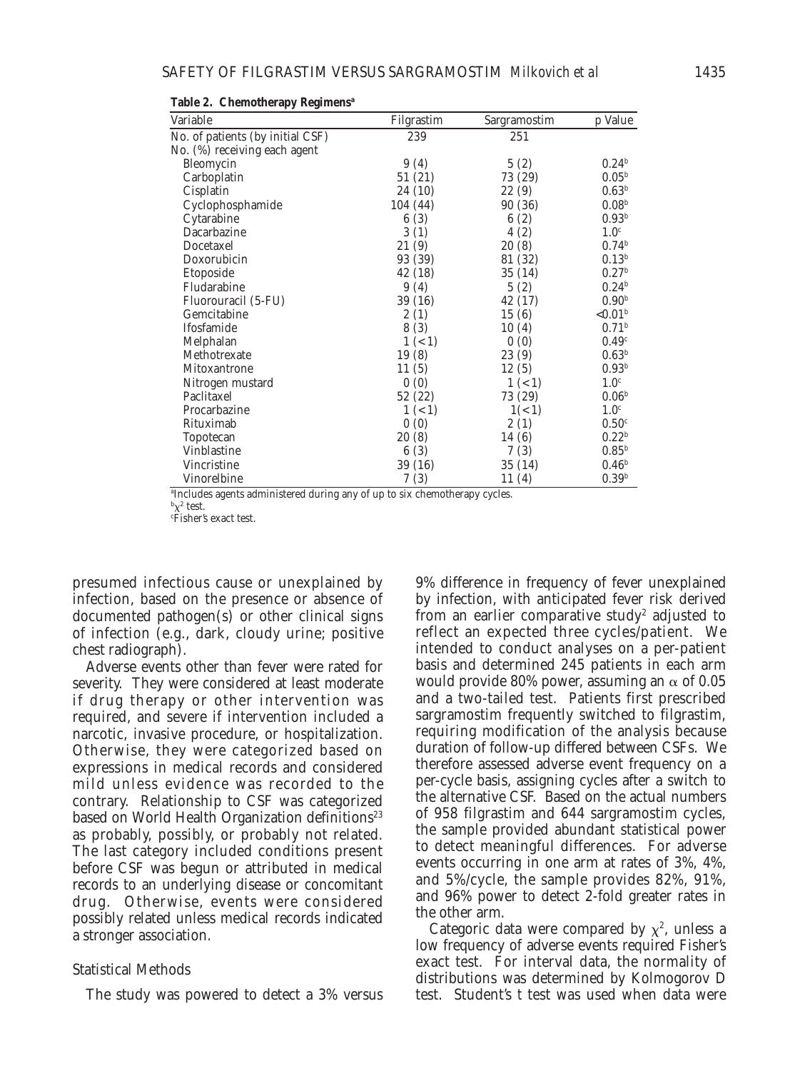**Table 2. Chemotherapy Regimens[a]**

| Variable | Filgrastim | Sargramostim | p Value |
|---|---|---|---|
| No. of patients (by initial CSF) | 239 | 251 | |
| No. (%) receiving each agent | | | |
| Bleomycin | 9 (4) | 5 (2) | 0.24[b] |
| Carboplatin | 51 (21) | 73 (29) | 0.05[b] |
| Cisplatin | 24 (10) | 22 (9) | 0.63[b] |
| Cyclophosphamide | 104 (44) | 90 (36) | 0.08[b] |
| Cytarabine | 6 (3) | 6 (2) | 0.93[b] |
| Dacarbazine | 3 (1) | 4 (2) | 1.0[c] |
| Docetaxel | 21 (9) | 20 (8) | 0.74[b] |
| Doxorubicin | 93 (39) | 81 (32) | 0.13[b] |
| Etoposide | 42 (18) | 35 (14) | 0.27[b] |
| Fludarabine | 9 (4) | 5 (2) | 0.24[b] |
| Fluorouracil (5-FU) | 39 (16) | 42 (17) | 0.90[b] |
| Gemcitabine | 2 (1) | 15 (6) | <0.01[b] |
| Ifosfamide | 8 (3) | 10 (4) | 0.71[b] |
| Melphalan | 1 (<1) | 0 (0) | 0.49[c] |
| Methotrexate | 19 (8) | 23 (9) | 0.63[b] |
| Mitoxantrone | 11 (5) | 12 (5) | 0.93[b] |
| Nitrogen mustard | 0 (0) | 1 (<1) | 1.0[c] |
| Paclitaxel | 52 (22) | 73 (29) | 0.06[b] |
| Procarbazine | 1 (<1) | 1(<1) | 1.0[c] |
| Rituximab | 0 (0) | 2 (1) | 0.50[c] |
| Topotecan | 20 (8) | 14 (6) | 0.22[b] |
| Vinblastine | 6 (3) | 7 (3) | 0.85[b] |
| Vincristine | 39 (16) | 35 (14) | 0.46[b] |
| Vinorelbine | 7 (3) | 11 (4) | 0.39[b] |

[a]Includes agents administered during any of up to six chemotherapy cycles.
[b]$\chi^2$ test.
[c]Fisher's exact test.

presumed infectious cause or unexplained by infection, based on the presence or absence of documented pathogen(s) or other clinical signs of infection (e.g., dark, cloudy urine; positive chest radiograph).

Adverse events other than fever were rated for severity. They were considered at least moderate if drug therapy or other intervention was required, and severe if intervention included a narcotic, invasive procedure, or hospitalization. Otherwise, they were categorized based on expressions in medical records and considered mild unless evidence was recorded to the contrary. Relationship to CSF was categorized based on World Health Organization definitions[23] as probably, possibly, or probably not related. The last category included conditions present before CSF was begun or attributed in medical records to an underlying disease or concomitant drug. Otherwise, events were considered possibly related unless medical records indicated a stronger association.

### Statistical Methods

The study was powered to detect a 3% versus 9% difference in frequency of fever unexplained by infection, with anticipated fever risk derived from an earlier comparative study[2] adjusted to reflect an expected three cycles/patient. We intended to conduct analyses on a per-patient basis and determined 245 patients in each arm would provide 80% power, assuming an $\alpha$ of 0.05 and a two-tailed test. Patients first prescribed sargramostim frequently switched to filgrastim, requiring modification of the analysis because duration of follow-up differed between CSFs. We therefore assessed adverse event frequency on a per-cycle basis, assigning cycles after a switch to the alternative CSF. Based on the actual numbers of 958 filgrastim and 644 sargramostim cycles, the sample provided abundant statistical power to detect meaningful differences. For adverse events occurring in one arm at rates of 3%, 4%, and 5%/cycle, the sample provides 82%, 91%, and 96% power to detect 2-fold greater rates in the other arm.

Categoric data were compared by $\chi^2$, unless a low frequency of adverse events required Fisher's exact test. For interval data, the normality of distributions was determined by Kolmogorov D test. Student's t test was used when data were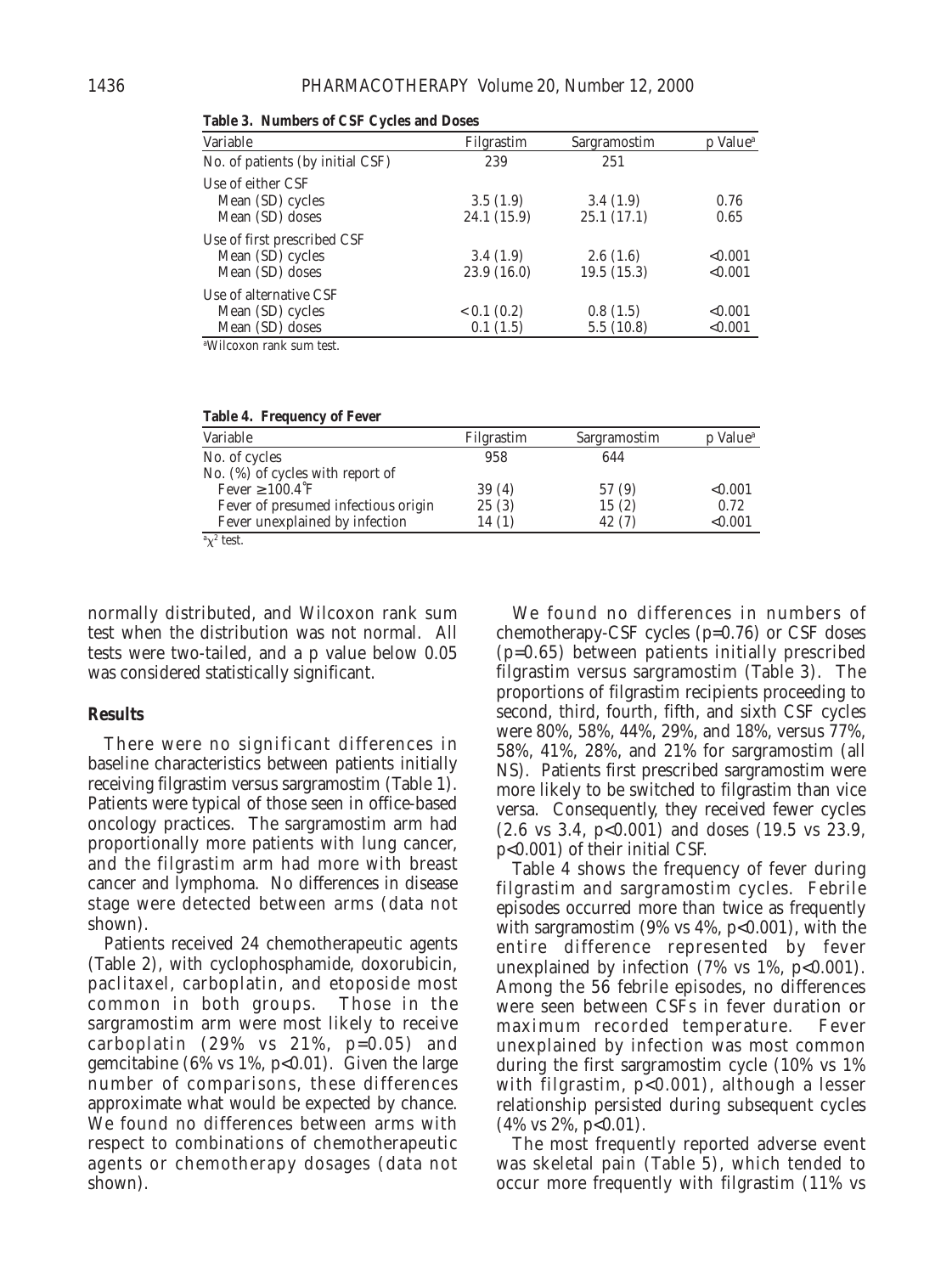**Table 3. Numbers of CSF Cycles and Doses**

| Variable | Filgrastim | Sargramostim | p Value[a] |
|---|---|---|---|
| No. of patients (by initial CSF) | 239 | 251 | |
| Use of either CSF | | | |
| Mean (SD) cycles | 3.5 (1.9) | 3.4 (1.9) | 0.76 |
| Mean (SD) doses | 24.1 (15.9) | 25.1 (17.1) | 0.65 |
| Use of first prescribed CSF | | | |
| Mean (SD) cycles | 3.4 (1.9) | 2.6 (1.6) | <0.001 |
| Mean (SD) doses | 23.9 (16.0) | 19.5 (15.3) | <0.001 |
| Use of alternative CSF | | | |
| Mean (SD) cycles | < 0.1 (0.2) | 0.8 (1.5) | <0.001 |
| Mean (SD) doses | 0.1 (1.5) | 5.5 (10.8) | <0.001 |

[a]Wilcoxon rank sum test.

**Table 4. Frequency of Fever**

| Variable | Filgrastim | Sargramostim | p Value[a] |
|---|---|---|---|
| No. of cycles | 958 | 644 | |
| No. (%) of cycles with report of | | | |
| Fever ≥ 100.4°F | 39 (4) | 57 (9) | <0.001 |
| Fever of presumed infectious origin | 25 (3) | 15 (2) | 0.72 |
| Fever unexplained by infection | 14 (1) | 42 (7) | <0.001 |

[a]$\chi^2$ test.

normally distributed, and Wilcoxon rank sum test when the distribution was not normal. All tests were two-tailed, and a p value below 0.05 was considered statistically significant.

## Results

There were no significant differences in baseline characteristics between patients initially receiving filgrastim versus sargramostim (Table 1). Patients were typical of those seen in office-based oncology practices. The sargramostim arm had proportionally more patients with lung cancer, and the filgrastim arm had more with breast cancer and lymphoma. No differences in disease stage were detected between arms (data not shown).

Patients received 24 chemotherapeutic agents (Table 2), with cyclophosphamide, doxorubicin, paclitaxel, carboplatin, and etoposide most common in both groups. Those in the sargramostim arm were most likely to receive carboplatin (29% vs 21%, p=0.05) and gemcitabine (6% vs 1%, p<0.01). Given the large number of comparisons, these differences approximate what would be expected by chance. We found no differences between arms with respect to combinations of chemotherapeutic agents or chemotherapy dosages (data not shown).

We found no differences in numbers of chemotherapy-CSF cycles (p=0.76) or CSF doses (p=0.65) between patients initially prescribed filgrastim versus sargramostim (Table 3). The proportions of filgrastim recipients proceeding to second, third, fourth, fifth, and sixth CSF cycles were 80%, 58%, 44%, 29%, and 18%, versus 77%, 58%, 41%, 28%, and 21% for sargramostim (all NS). Patients first prescribed sargramostim were more likely to be switched to filgrastim than vice versa. Consequently, they received fewer cycles (2.6 vs 3.4, p<0.001) and doses (19.5 vs 23.9, p<0.001) of their initial CSF.

Table 4 shows the frequency of fever during filgrastim and sargramostim cycles. Febrile episodes occurred more than twice as frequently with sargramostim (9% vs 4%, p<0.001), with the entire difference represented by fever unexplained by infection (7% vs 1%, p<0.001). Among the 56 febrile episodes, no differences were seen between CSFs in fever duration or maximum recorded temperature. Fever unexplained by infection was most common during the first sargramostim cycle (10% vs 1% with filgrastim, p<0.001), although a lesser relationship persisted during subsequent cycles (4% vs 2%, p<0.01).

The most frequently reported adverse event was skeletal pain (Table 5), which tended to occur more frequently with filgrastim (11% vs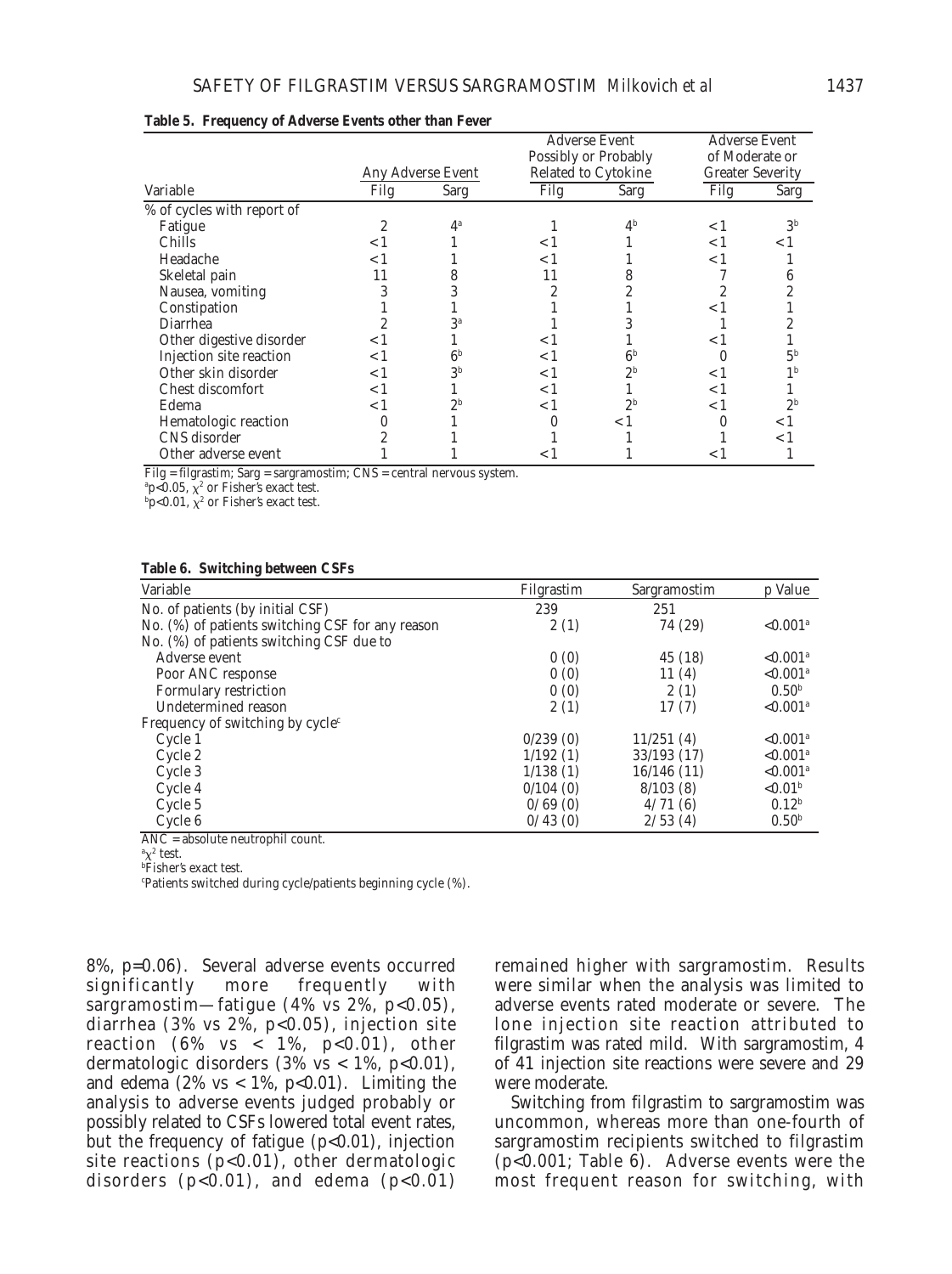**Table 5. Frequency of Adverse Events other than Fever**

| Variable | Any Adverse Event | | Adverse Event Possibly or Probably Related to Cytokine | | Adverse Event of Moderate or Greater Severity | |
|---|---|---|---|---|---|---|
| | Filg | Sarg | Filg | Sarg | Filg | Sarg |
| % of cycles with report of | | | | | | |
| Fatigue | 2 | 4[a] | 1 | 4[b] | < 1 | 3[b] |
| Chills | < 1 | 1 | < 1 | 1 | < 1 | < 1 |
| Headache | < 1 | 1 | < 1 | 1 | < 1 | 1 |
| Skeletal pain | 11 | 8 | 11 | 8 | 7 | 6 |
| Nausea, vomiting | 3 | 3 | 2 | 2 | 2 | 2 |
| Constipation | 1 | 1 | 1 | 1 | < 1 | 1 |
| Diarrhea | 2 | 3[a] | 1 | 3 | 1 | 2 |
| Other digestive disorder | < 1 | 1 | < 1 | 1 | < 1 | 1 |
| Injection site reaction | < 1 | 6[b] | < 1 | 6[b] | 0 | 5[b] |
| Other skin disorder | < 1 | 3[b] | < 1 | 2[b] | < 1 | 1[b] |
| Chest discomfort | < 1 | 1 | < 1 | 1 | < 1 | 1 |
| Edema | < 1 | 2[b] | < 1 | 2[b] | < 1 | 2[b] |
| Hematologic reaction | 0 | 1 | 0 | < 1 | 0 | < 1 |
| CNS disorder | 2 | 1 | 1 | 1 | 1 | < 1 |
| Other adverse event | 1 | 1 | < 1 | 1 | < 1 | 1 |

Filg = filgrastim; Sarg = sargramostim; CNS = central nervous system.
[a]$p<0.05$, $\chi^2$ or Fisher's exact test.
[b]$p<0.01$, $\chi^2$ or Fisher's exact test.

**Table 6. Switching between CSFs**

| Variable | Filgrastim | Sargramostim | p Value |
|---|---|---|---|
| No. of patients (by initial CSF) | 239 | 251 | |
| No. (%) of patients switching CSF for any reason | 2 (1) | 74 (29) | <0.001[a] |
| No. (%) of patients switching CSF due to | | | |
| Adverse event | 0 (0) | 45 (18) | <0.001[a] |
| Poor ANC response | 0 (0) | 11 (4) | <0.001[a] |
| Formulary restriction | 0 (0) | 2 (1) | 0.50[b] |
| Undetermined reason | 2 (1) | 17 (7) | <0.001[a] |
| Frequency of switching by cycle[c] | | | |
| Cycle 1 | 0/239 (0) | 11/251 (4) | <0.001[a] |
| Cycle 2 | 1/192 (1) | 33/193 (17) | <0.001[a] |
| Cycle 3 | 1/138 (1) | 16/146 (11) | <0.001[a] |
| Cycle 4 | 0/104 (0) | 8/103 (8) | <0.01[b] |
| Cycle 5 | 0/ 69 (0) | 4/ 71 (6) | 0.12[b] |
| Cycle 6 | 0/ 43 (0) | 2/ 53 (4) | 0.50[b] |

ANC = absolute neutrophil count.
[a]$\chi^2$ test.
[b]Fisher's exact test.
[c]Patients switched during cycle/patients beginning cycle (%).

8%, p=0.06). Several adverse events occurred significantly more frequently with sargramostim—fatigue (4% vs 2%, $p<0.05$), diarrhea (3% vs 2%, $p<0.05$), injection site reaction (6% vs < 1%, $p<0.01$), other dermatologic disorders (3% vs < 1%, $p<0.01$), and edema (2% vs < 1%, $p<0.01$). Limiting the analysis to adverse events judged probably or possibly related to CSFs lowered total event rates, but the frequency of fatigue ($p<0.01$), injection site reactions ($p<0.01$), other dermatologic disorders ($p<0.01$), and edema ($p<0.01$) remained higher with sargramostim. Results were similar when the analysis was limited to adverse events rated moderate or severe. The lone injection site reaction attributed to filgrastim was rated mild. With sargramostim, 4 of 41 injection site reactions were severe and 29 were moderate.

Switching from filgrastim to sargramostim was uncommon, whereas more than one-fourth of sargramostim recipients switched to filgrastim ($p<0.001$; Table 6). Adverse events were the most frequent reason for switching, with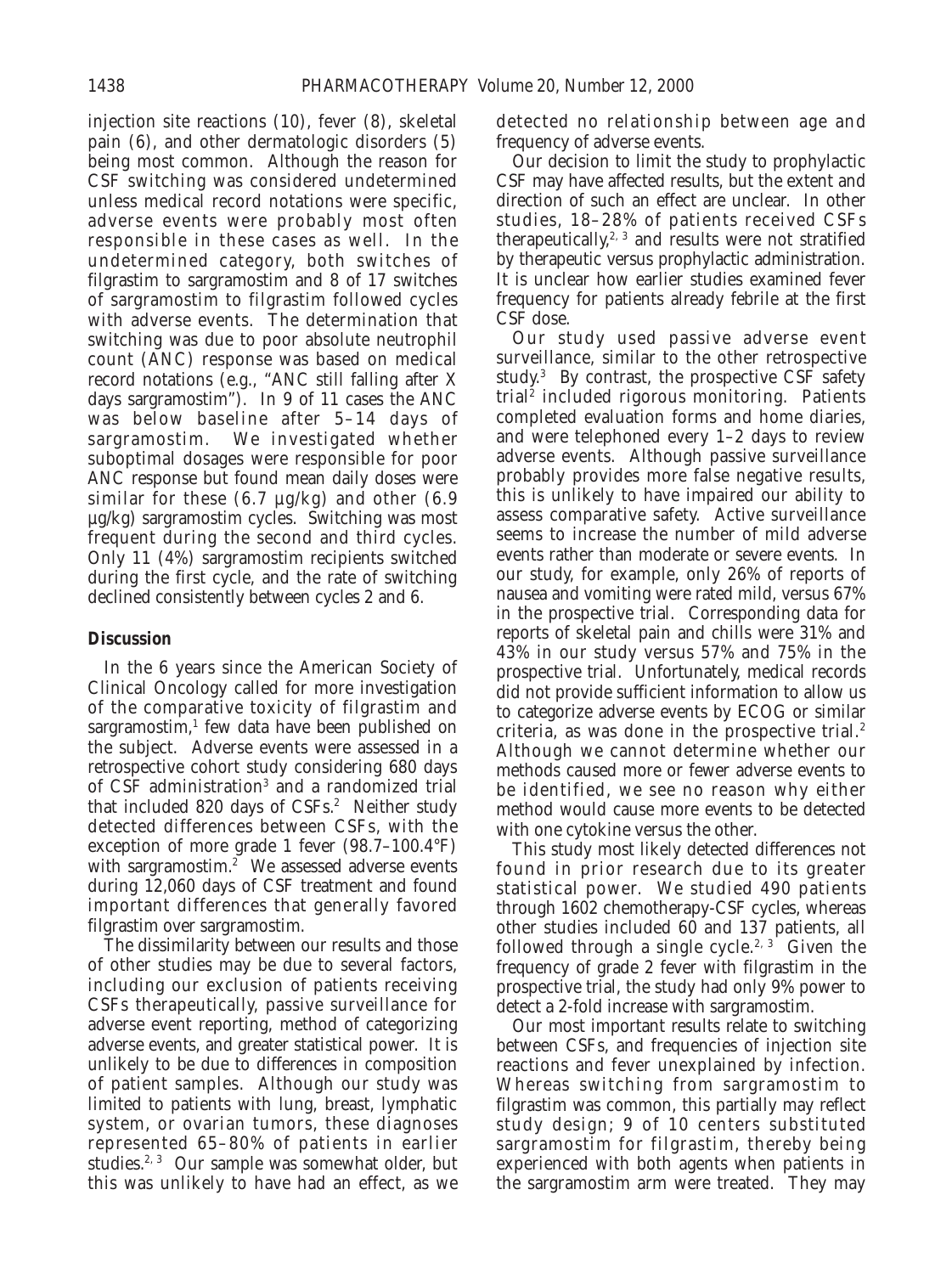injection site reactions (10), fever (8), skeletal pain (6), and other dermatologic disorders (5) being most common. Although the reason for CSF switching was considered undetermined unless medical record notations were specific, adverse events were probably most often responsible in these cases as well. In the undetermined category, both switches of filgrastim to sargramostim and 8 of 17 switches of sargramostim to filgrastim followed cycles with adverse events. The determination that switching was due to poor absolute neutrophil count (ANC) response was based on medical record notations (e.g., "ANC still falling after X days sargramostim"). In 9 of 11 cases the ANC was below baseline after 5–14 days of sargramostim. We investigated whether suboptimal dosages were responsible for poor ANC response but found mean daily doses were similar for these (6.7 µg/kg) and other (6.9 µg/kg) sargramostim cycles. Switching was most frequent during the second and third cycles. Only 11 (4%) sargramostim recipients switched during the first cycle, and the rate of switching declined consistently between cycles 2 and 6.

## Discussion

In the 6 years since the American Society of Clinical Oncology called for more investigation of the comparative toxicity of filgrastim and sargramostim,[1] few data have been published on the subject. Adverse events were assessed in a retrospective cohort study considering 680 days of CSF administration[3] and a randomized trial that included 820 days of CSFs.[2] Neither study detected differences between CSFs, with the exception of more grade 1 fever (98.7–100.4°F) with sargramostim.[2] We assessed adverse events during 12,060 days of CSF treatment and found important differences that generally favored filgrastim over sargramostim.

The dissimilarity between our results and those of other studies may be due to several factors, including our exclusion of patients receiving CSFs therapeutically, passive surveillance for adverse event reporting, method of categorizing adverse events, and greater statistical power. It is unlikely to be due to differences in composition of patient samples. Although our study was limited to patients with lung, breast, lymphatic system, or ovarian tumors, these diagnoses represented 65–80% of patients in earlier studies.[2,3] Our sample was somewhat older, but this was unlikely to have had an effect, as we detected no relationship between age and frequency of adverse events.

Our decision to limit the study to prophylactic CSF may have affected results, but the extent and direction of such an effect are unclear. In other studies, 18–28% of patients received CSFs therapeutically,[2,3] and results were not stratified by therapeutic versus prophylactic administration. It is unclear how earlier studies examined fever frequency for patients already febrile at the first CSF dose.

Our study used passive adverse event surveillance, similar to the other retrospective study.[3] By contrast, the prospective CSF safety trial[2] included rigorous monitoring. Patients completed evaluation forms and home diaries, and were telephoned every 1–2 days to review adverse events. Although passive surveillance probably provides more false negative results, this is unlikely to have impaired our ability to assess comparative safety. Active surveillance seems to increase the number of mild adverse events rather than moderate or severe events. In our study, for example, only 26% of reports of nausea and vomiting were rated mild, versus 67% in the prospective trial. Corresponding data for reports of skeletal pain and chills were 31% and 43% in our study versus 57% and 75% in the prospective trial. Unfortunately, medical records did not provide sufficient information to allow us to categorize adverse events by ECOG or similar criteria, as was done in the prospective trial.[2] Although we cannot determine whether our methods caused more or fewer adverse events to be identified, we see no reason why either method would cause more events to be detected with one cytokine versus the other.

This study most likely detected differences not found in prior research due to its greater statistical power. We studied 490 patients through 1602 chemotherapy-CSF cycles, whereas other studies included 60 and 137 patients, all followed through a single cycle.[2,3] Given the frequency of grade 2 fever with filgrastim in the prospective trial, the study had only 9% power to detect a 2-fold increase with sargramostim.

Our most important results relate to switching between CSFs, and frequencies of injection site reactions and fever unexplained by infection. Whereas switching from sargramostim to filgrastim was common, this partially may reflect study design; 9 of 10 centers substituted sargramostim for filgrastim, thereby being experienced with both agents when patients in the sargramostim arm were treated. They may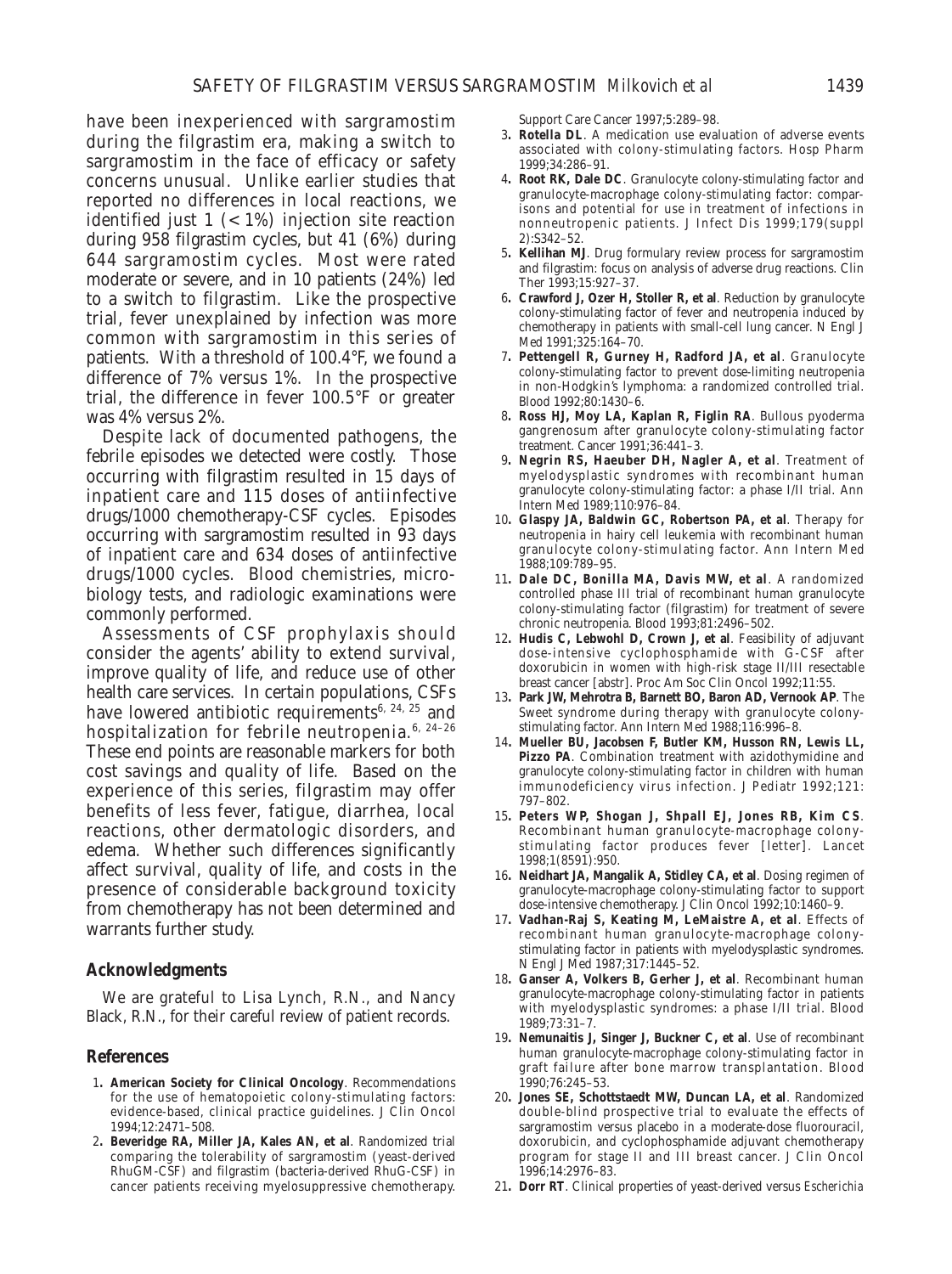have been inexperienced with sargramostim during the filgrastim era, making a switch to sargramostim in the face of efficacy or safety concerns unusual. Unlike earlier studies that reported no differences in local reactions, we identified just 1 (< 1%) injection site reaction during 958 filgrastim cycles, but 41 (6%) during 644 sargramostim cycles. Most were rated moderate or severe, and in 10 patients (24%) led to a switch to filgrastim. Like the prospective trial, fever unexplained by infection was more common with sargramostim in this series of patients. With a threshold of 100.4°F, we found a difference of 7% versus 1%. In the prospective trial, the difference in fever 100.5°F or greater was 4% versus 2%.

Despite lack of documented pathogens, the febrile episodes we detected were costly. Those occurring with filgrastim resulted in 15 days of inpatient care and 115 doses of antiinfective drugs/1000 chemotherapy-CSF cycles. Episodes occurring with sargramostim resulted in 93 days of inpatient care and 634 doses of antiinfective drugs/1000 cycles. Blood chemistries, microbiology tests, and radiologic examinations were commonly performed.

Assessments of CSF prophylaxis should consider the agents' ability to extend survival, improve quality of life, and reduce use of other health care services. In certain populations, CSFs have lowered antibiotic requirements[6, 24, 25] and hospitalization for febrile neutropenia.[6, 24–26] These end points are reasonable markers for both cost savings and quality of life. Based on the experience of this series, filgrastim may offer benefits of less fever, fatigue, diarrhea, local reactions, other dermatologic disorders, and edema. Whether such differences significantly affect survival, quality of life, and costs in the presence of considerable background toxicity from chemotherapy has not been determined and warrants further study.

## Acknowledgments

We are grateful to Lisa Lynch, R.N., and Nancy Black, R.N., for their careful review of patient records.

## References

1. **American Society for Clinical Oncology**. Recommendations for the use of hematopoietic colony-stimulating factors: evidence-based, clinical practice guidelines. J Clin Oncol 1994;12:2471–508.
2. **Beveridge RA, Miller JA, Kales AN, et al**. Randomized trial comparing the tolerability of sargramostim (yeast-derived RhuGM-CSF) and filgrastim (bacteria-derived RhuG-CSF) in cancer patients receiving myelosuppressive chemotherapy. Support Care Cancer 1997;5:289–98.
3. **Rotella DL**. A medication use evaluation of adverse events associated with colony-stimulating factors. Hosp Pharm 1999;34:286–91.
4. **Root RK, Dale DC**. Granulocyte colony-stimulating factor and granulocyte-macrophage colony-stimulating factor: comparisons and potential for use in treatment of infections in nonneutropenic patients. J Infect Dis 1999;179(suppl 2):S342–52.
5. **Kellihan MJ**. Drug formulary review process for sargramostim and filgrastim: focus on analysis of adverse drug reactions. Clin Ther 1993;15:927–37.
6. **Crawford J, Ozer H, Stoller R, et al**. Reduction by granulocyte colony-stimulating factor of fever and neutropenia induced by chemotherapy in patients with small-cell lung cancer. N Engl J Med 1991;325:164–70.
7. **Pettengell R, Gurney H, Radford JA, et al**. Granulocyte colony-stimulating factor to prevent dose-limiting neutropenia in non-Hodgkin's lymphoma: a randomized controlled trial. Blood 1992;80:1430–6.
8. **Ross HJ, Moy LA, Kaplan R, Figlin RA**. Bullous pyoderma gangrenosum after granulocyte colony-stimulating factor treatment. Cancer 1991;36:441–3.
9. **Negrin RS, Haeuber DH, Nagler A, et al**. Treatment of myelodysplastic syndromes with recombinant human granulocyte colony-stimulating factor: a phase I/II trial. Ann Intern Med 1989;110:976–84.
10. **Glaspy JA, Baldwin GC, Robertson PA, et al**. Therapy for neutropenia in hairy cell leukemia with recombinant human granulocyte colony-stimulating factor. Ann Intern Med 1988;109:789–95.
11. **Dale DC, Bonilla MA, Davis MW, et al**. A randomized controlled phase III trial of recombinant human granulocyte colony-stimulating factor (filgrastim) for treatment of severe chronic neutropenia. Blood 1993;81:2496–502.
12. **Hudis C, Lebwohl D, Crown J, et al**. Feasibility of adjuvant dose-intensive cyclophosphamide with G-CSF after doxorubicin in women with high-risk stage II/III resectable breast cancer [abstr]. Proc Am Soc Clin Oncol 1992;11:55.
13. **Park JW, Mehrotra B, Barnett BO, Baron AD, Vernook AP**. The Sweet syndrome during therapy with granulocyte colony-stimulating factor. Ann Intern Med 1988;116:996–8.
14. **Mueller BU, Jacobsen F, Butler KM, Husson RN, Lewis LL, Pizzo PA**. Combination treatment with azidothymidine and granulocyte colony-stimulating factor in children with human immunodeficiency virus infection. J Pediatr 1992;121:797–802.
15. **Peters WP, Shogan J, Shpall EJ, Jones RB, Kim CS**. Recombinant human granulocyte-macrophage colony-stimulating factor produces fever [letter]. Lancet 1998;1(8591):950.
16. **Neidhart JA, Mangalik A, Stidley CA, et al**. Dosing regimen of granulocyte-macrophage colony-stimulating factor to support dose-intensive chemotherapy. J Clin Oncol 1992;10:1460–9.
17. **Vadhan-Raj S, Keating M, LeMaistre A, et al**. Effects of recombinant human granulocyte-macrophage colony-stimulating factor in patients with myelodysplastic syndromes. N Engl J Med 1987;317:1445–52.
18. **Ganser A, Volkers B, Gerher J, et al**. Recombinant human granulocyte-macrophage colony-stimulating factor in patients with myelodysplastic syndromes: a phase I/II trial. Blood 1989;73:31–7.
19. **Nemunaitis J, Singer J, Buckner C, et al**. Use of recombinant human granulocyte-macrophage colony-stimulating factor in graft failure after bone marrow transplantation. Blood 1990;76:245–53.
20. **Jones SE, Schottstaedt MW, Duncan LA, et al**. Randomized double-blind prospective trial to evaluate the effects of sargramostim versus placebo in a moderate-dose fluorouracil, doxorubicin, and cyclophosphamide adjuvant chemotherapy program for stage II and III breast cancer. J Clin Oncol 1996;14:2976–83.
21. **Dorr RT**. Clinical properties of yeast-derived versus *Escherichia*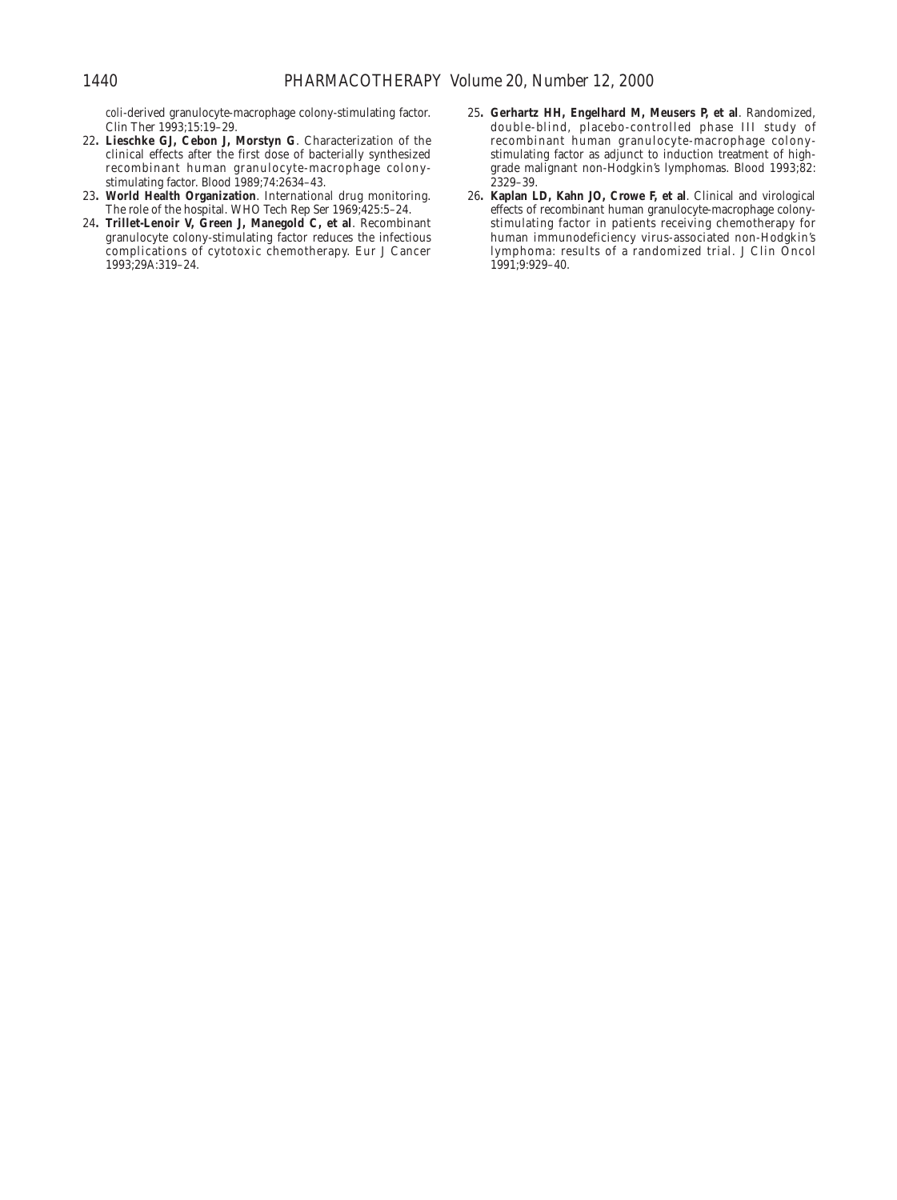coli-derived granulocyte-macrophage colony-stimulating factor. Clin Ther 1993;15:19–29.

22. **Lieschke GJ, Cebon J, Morstyn G**. Characterization of the clinical effects after the first dose of bacterially synthesized recombinant human granulocyte-macrophage colony-stimulating factor. Blood 1989;74:2634–43.

23. **World Health Organization**. International drug monitoring. The role of the hospital. WHO Tech Rep Ser 1969;425:5–24.

24. **Trillet-Lenoir V, Green J, Manegold C, et al**. Recombinant granulocyte colony-stimulating factor reduces the infectious complications of cytotoxic chemotherapy. Eur J Cancer 1993;29A:319–24.

25. **Gerhartz HH, Engelhard M, Meusers P, et al**. Randomized, double-blind, placebo-controlled phase III study of recombinant human granulocyte-macrophage colony-stimulating factor as adjunct to induction treatment of high-grade malignant non-Hodgkin's lymphomas. Blood 1993;82: 2329–39.

26. **Kaplan LD, Kahn JO, Crowe F, et al**. Clinical and virological effects of recombinant human granulocyte-macrophage colony-stimulating factor in patients receiving chemotherapy for human immunodeficiency virus-associated non-Hodgkin's lymphoma: results of a randomized trial. J Clin Oncol 1991;9:929–40.